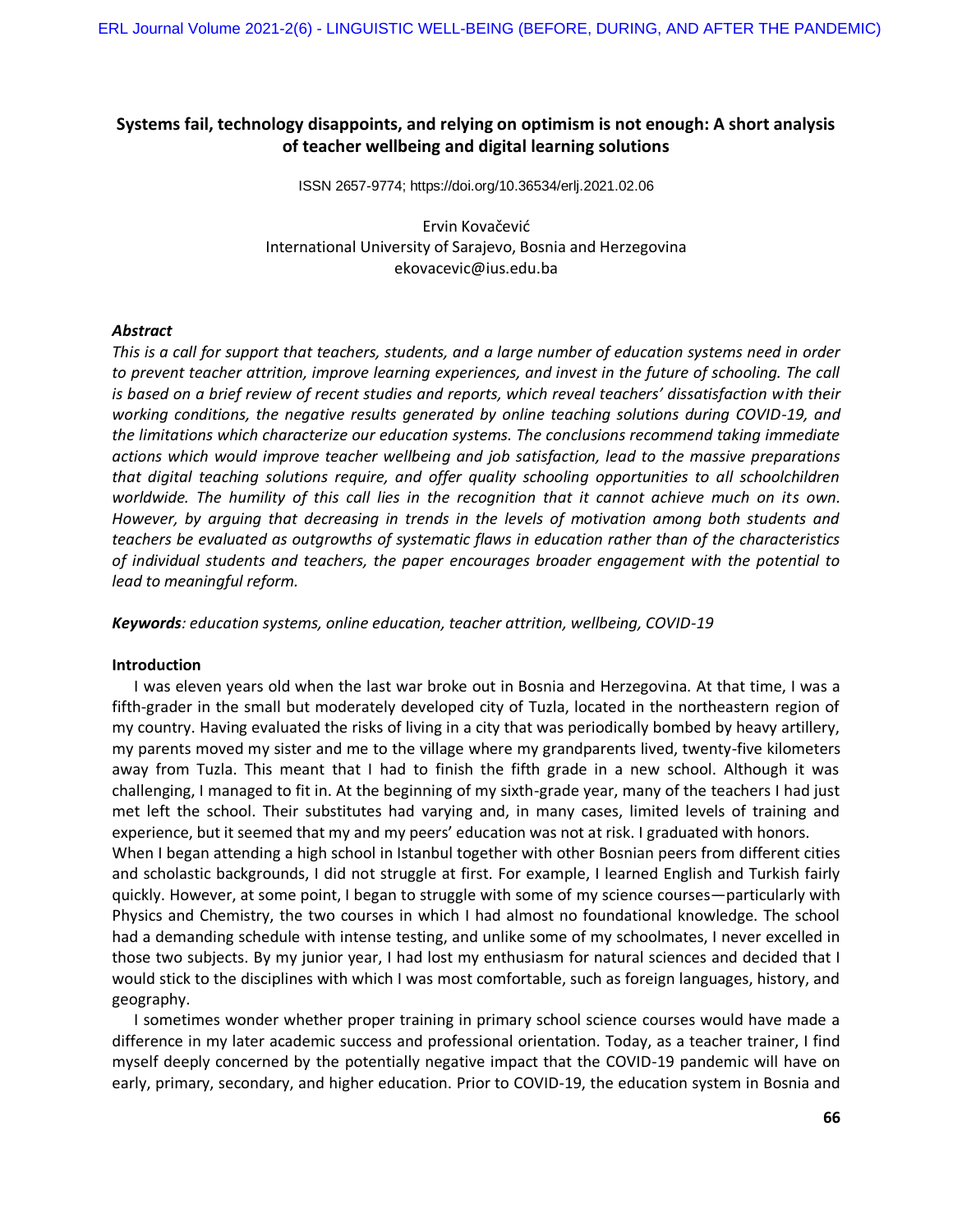# Systems fail, technology disappoints, and relying on optimism is not enough: A short analysis of teacher wellbeing and digital learning solutions

ISSN 2657-9774; https://doi.org/10.36534/erlj.2021.02.06

Ervin Kovačević
International University of Sarajevo, Bosnia and Herzegovina
ekovacevic@ius.edu.ba

### *Abstract*

*This is a call for support that teachers, students, and a large number of education systems need in order to prevent teacher attrition, improve learning experiences, and invest in the future of schooling. The call is based on a brief review of recent studies and reports, which reveal teachers' dissatisfaction with their working conditions, the negative results generated by online teaching solutions during COVID-19, and the limitations which characterize our education systems. The conclusions recommend taking immediate actions which would improve teacher wellbeing and job satisfaction, lead to the massive preparations that digital teaching solutions require, and offer quality schooling opportunities to all schoolchildren worldwide. The humility of this call lies in the recognition that it cannot achieve much on its own. However, by arguing that decreasing in trends in the levels of motivation among both students and teachers be evaluated as outgrowths of systematic flaws in education rather than of the characteristics of individual students and teachers, the paper encourages broader engagement with the potential to lead to meaningful reform.*

***Keywords****: education systems, online education, teacher attrition, wellbeing, COVID-19*

## Introduction

I was eleven years old when the last war broke out in Bosnia and Herzegovina. At that time, I was a fifth-grader in the small but moderately developed city of Tuzla, located in the northeastern region of my country. Having evaluated the risks of living in a city that was periodically bombed by heavy artillery, my parents moved my sister and me to the village where my grandparents lived, twenty-five kilometers away from Tuzla. This meant that I had to finish the fifth grade in a new school. Although it was challenging, I managed to fit in. At the beginning of my sixth-grade year, many of the teachers I had just met left the school. Their substitutes had varying and, in many cases, limited levels of training and experience, but it seemed that my and my peers' education was not at risk. I graduated with honors.

When I began attending a high school in Istanbul together with other Bosnian peers from different cities and scholastic backgrounds, I did not struggle at first. For example, I learned English and Turkish fairly quickly. However, at some point, I began to struggle with some of my science courses—particularly with Physics and Chemistry, the two courses in which I had almost no foundational knowledge. The school had a demanding schedule with intense testing, and unlike some of my schoolmates, I never excelled in those two subjects. By my junior year, I had lost my enthusiasm for natural sciences and decided that I would stick to the disciplines with which I was most comfortable, such as foreign languages, history, and geography.

I sometimes wonder whether proper training in primary school science courses would have made a difference in my later academic success and professional orientation. Today, as a teacher trainer, I find myself deeply concerned by the potentially negative impact that the COVID-19 pandemic will have on early, primary, secondary, and higher education. Prior to COVID-19, the education system in Bosnia and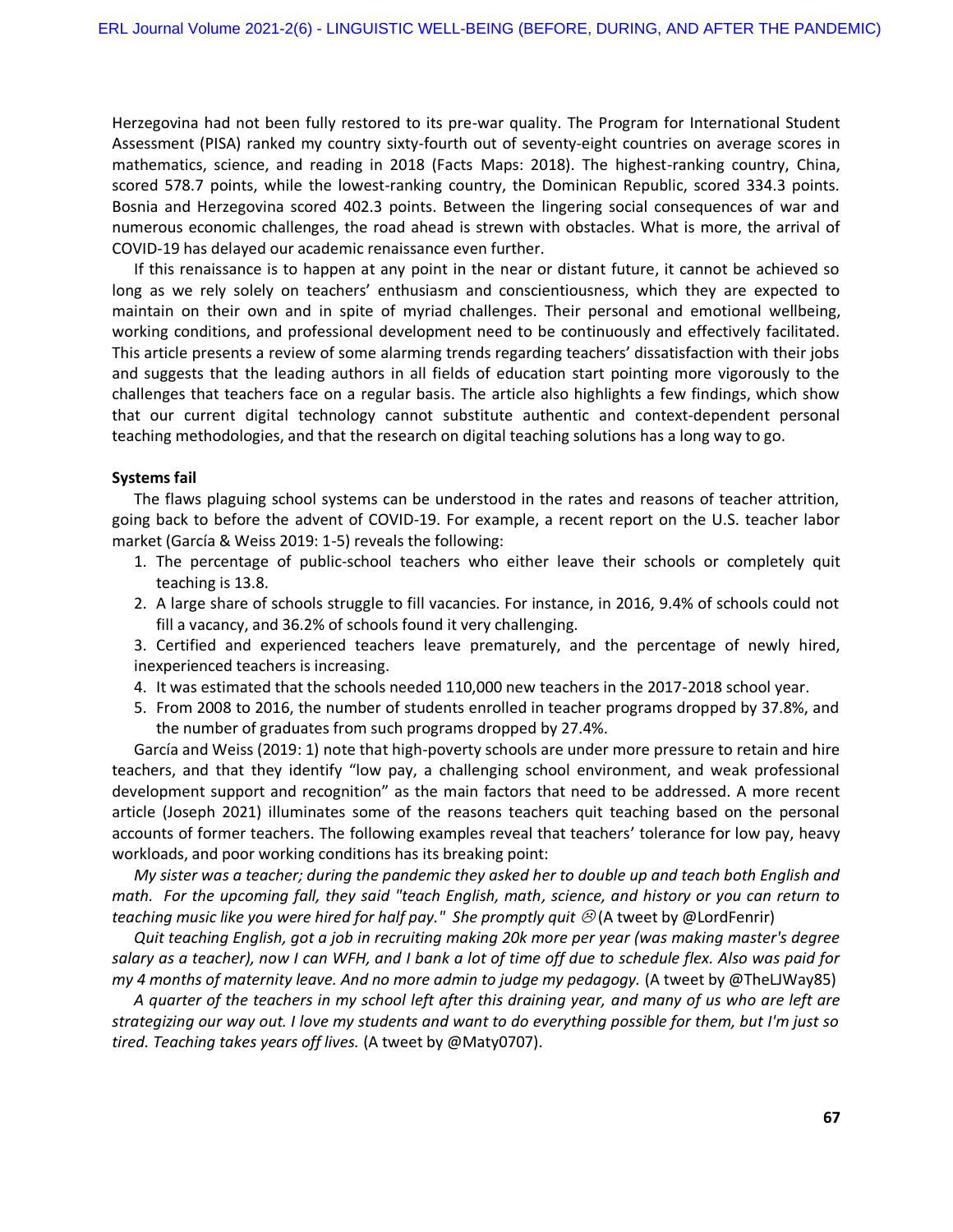Herzegovina had not been fully restored to its pre-war quality. The Program for International Student Assessment (PISA) ranked my country sixty-fourth out of seventy-eight countries on average scores in mathematics, science, and reading in 2018 (Facts Maps: 2018). The highest-ranking country, China, scored 578.7 points, while the lowest-ranking country, the Dominican Republic, scored 334.3 points. Bosnia and Herzegovina scored 402.3 points. Between the lingering social consequences of war and numerous economic challenges, the road ahead is strewn with obstacles. What is more, the arrival of COVID-19 has delayed our academic renaissance even further.

If this renaissance is to happen at any point in the near or distant future, it cannot be achieved so long as we rely solely on teachers' enthusiasm and conscientiousness, which they are expected to maintain on their own and in spite of myriad challenges. Their personal and emotional wellbeing, working conditions, and professional development need to be continuously and effectively facilitated. This article presents a review of some alarming trends regarding teachers' dissatisfaction with their jobs and suggests that the leading authors in all fields of education start pointing more vigorously to the challenges that teachers face on a regular basis. The article also highlights a few findings, which show that our current digital technology cannot substitute authentic and context-dependent personal teaching methodologies, and that the research on digital teaching solutions has a long way to go.

**Systems fail**

The flaws plaguing school systems can be understood in the rates and reasons of teacher attrition, going back to before the advent of COVID-19. For example, a recent report on the U.S. teacher labor market (García & Weiss 2019: 1-5) reveals the following:

1. The percentage of public-school teachers who either leave their schools or completely quit teaching is 13.8.
2. A large share of schools struggle to fill vacancies. For instance, in 2016, 9.4% of schools could not fill a vacancy, and 36.2% of schools found it very challenging.
3. Certified and experienced teachers leave prematurely, and the percentage of newly hired, inexperienced teachers is increasing.
4. It was estimated that the schools needed 110,000 new teachers in the 2017-2018 school year.
5. From 2008 to 2016, the number of students enrolled in teacher programs dropped by 37.8%, and the number of graduates from such programs dropped by 27.4%.

García and Weiss (2019: 1) note that high-poverty schools are under more pressure to retain and hire teachers, and that they identify "low pay, a challenging school environment, and weak professional development support and recognition" as the main factors that need to be addressed. A more recent article (Joseph 2021) illuminates some of the reasons teachers quit teaching based on the personal accounts of former teachers. The following examples reveal that teachers' tolerance for low pay, heavy workloads, and poor working conditions has its breaking point:

*My sister was a teacher; during the pandemic they asked her to double up and teach both English and math. For the upcoming fall, they said "teach English, math, science, and history or you can return to teaching music like you were hired for half pay." She promptly quit* 😥 (A tweet by @LordFenrir)

*Quit teaching English, got a job in recruiting making 20k more per year (was making master's degree salary as a teacher), now I can WFH, and I bank a lot of time off due to schedule flex. Also was paid for my 4 months of maternity leave. And no more admin to judge my pedagogy.* (A tweet by @TheLJWay85)

*A quarter of the teachers in my school left after this draining year, and many of us who are left are strategizing our way out. I love my students and want to do everything possible for them, but I'm just so tired. Teaching takes years off lives.* (A tweet by @Maty0707).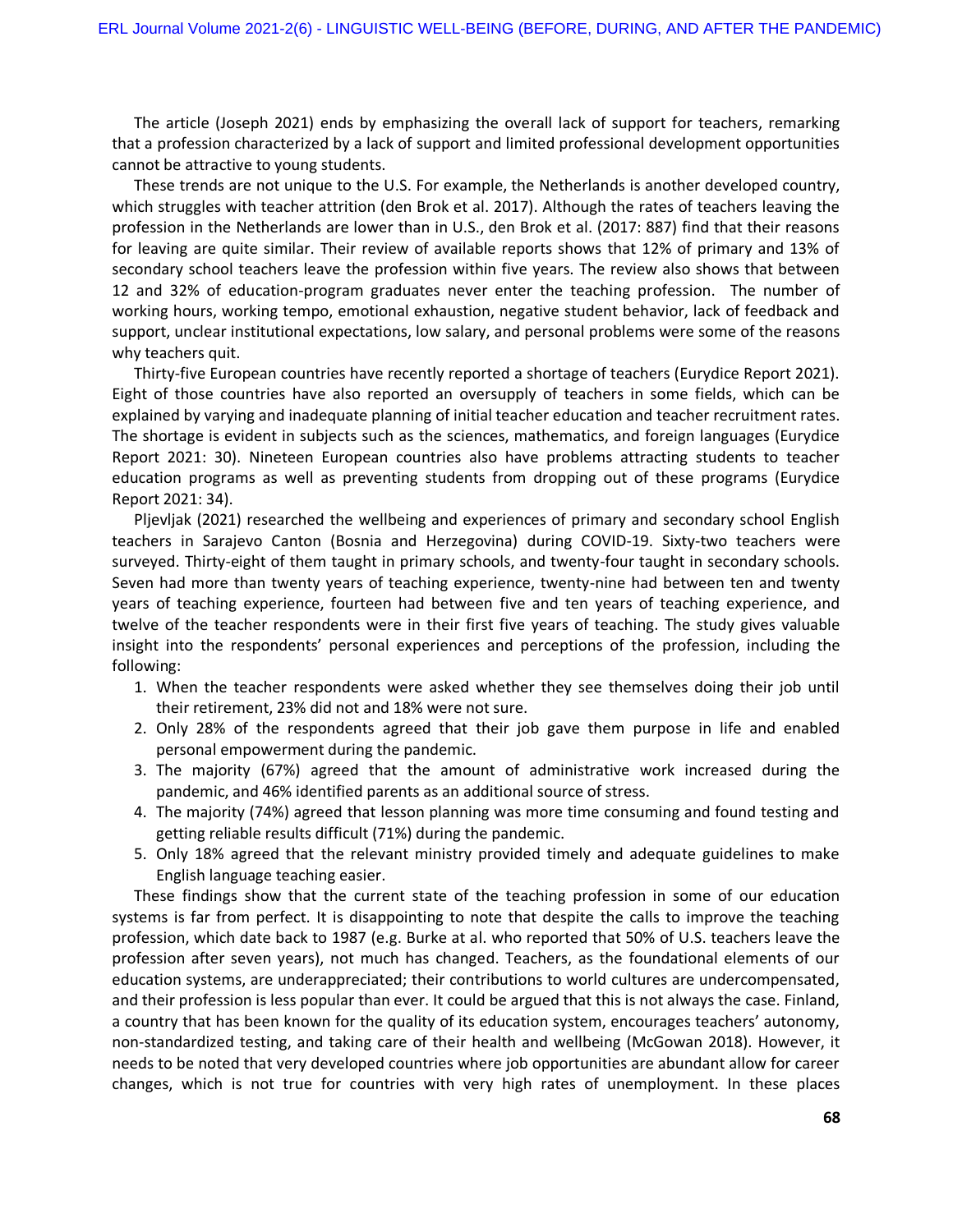The article (Joseph 2021) ends by emphasizing the overall lack of support for teachers, remarking that a profession characterized by a lack of support and limited professional development opportunities cannot be attractive to young students.

These trends are not unique to the U.S. For example, the Netherlands is another developed country, which struggles with teacher attrition (den Brok et al. 2017). Although the rates of teachers leaving the profession in the Netherlands are lower than in U.S., den Brok et al. (2017: 887) find that their reasons for leaving are quite similar. Their review of available reports shows that 12% of primary and 13% of secondary school teachers leave the profession within five years. The review also shows that between 12 and 32% of education-program graduates never enter the teaching profession. The number of working hours, working tempo, emotional exhaustion, negative student behavior, lack of feedback and support, unclear institutional expectations, low salary, and personal problems were some of the reasons why teachers quit.

Thirty-five European countries have recently reported a shortage of teachers (Eurydice Report 2021). Eight of those countries have also reported an oversupply of teachers in some fields, which can be explained by varying and inadequate planning of initial teacher education and teacher recruitment rates. The shortage is evident in subjects such as the sciences, mathematics, and foreign languages (Eurydice Report 2021: 30). Nineteen European countries also have problems attracting students to teacher education programs as well as preventing students from dropping out of these programs (Eurydice Report 2021: 34).

Pljevljak (2021) researched the wellbeing and experiences of primary and secondary school English teachers in Sarajevo Canton (Bosnia and Herzegovina) during COVID-19. Sixty-two teachers were surveyed. Thirty-eight of them taught in primary schools, and twenty-four taught in secondary schools. Seven had more than twenty years of teaching experience, twenty-nine had between ten and twenty years of teaching experience, fourteen had between five and ten years of teaching experience, and twelve of the teacher respondents were in their first five years of teaching. The study gives valuable insight into the respondents' personal experiences and perceptions of the profession, including the following:

1. When the teacher respondents were asked whether they see themselves doing their job until their retirement, 23% did not and 18% were not sure.
2. Only 28% of the respondents agreed that their job gave them purpose in life and enabled personal empowerment during the pandemic.
3. The majority (67%) agreed that the amount of administrative work increased during the pandemic, and 46% identified parents as an additional source of stress.
4. The majority (74%) agreed that lesson planning was more time consuming and found testing and getting reliable results difficult (71%) during the pandemic.
5. Only 18% agreed that the relevant ministry provided timely and adequate guidelines to make English language teaching easier.

These findings show that the current state of the teaching profession in some of our education systems is far from perfect. It is disappointing to note that despite the calls to improve the teaching profession, which date back to 1987 (e.g. Burke at al. who reported that 50% of U.S. teachers leave the profession after seven years), not much has changed. Teachers, as the foundational elements of our education systems, are underappreciated; their contributions to world cultures are undercompensated, and their profession is less popular than ever. It could be argued that this is not always the case. Finland, a country that has been known for the quality of its education system, encourages teachers' autonomy, non-standardized testing, and taking care of their health and wellbeing (McGowan 2018). However, it needs to be noted that very developed countries where job opportunities are abundant allow for career changes, which is not true for countries with very high rates of unemployment. In these places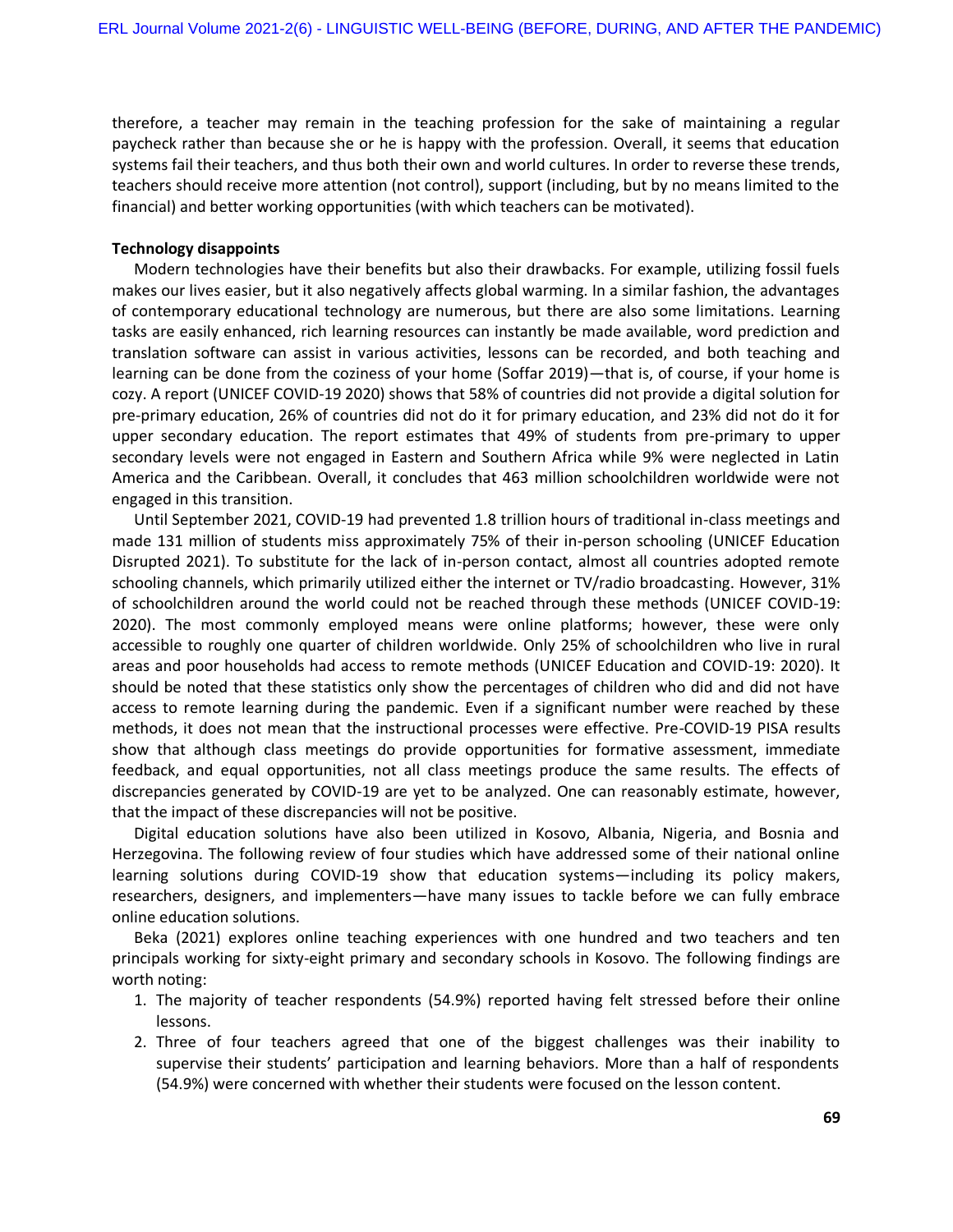therefore, a teacher may remain in the teaching profession for the sake of maintaining a regular paycheck rather than because she or he is happy with the profession. Overall, it seems that education systems fail their teachers, and thus both their own and world cultures. In order to reverse these trends, teachers should receive more attention (not control), support (including, but by no means limited to the financial) and better working opportunities (with which teachers can be motivated).

**Technology disappoints**

Modern technologies have their benefits but also their drawbacks. For example, utilizing fossil fuels makes our lives easier, but it also negatively affects global warming. In a similar fashion, the advantages of contemporary educational technology are numerous, but there are also some limitations. Learning tasks are easily enhanced, rich learning resources can instantly be made available, word prediction and translation software can assist in various activities, lessons can be recorded, and both teaching and learning can be done from the coziness of your home (Soffar 2019)—that is, of course, if your home is cozy. A report (UNICEF COVID-19 2020) shows that 58% of countries did not provide a digital solution for pre-primary education, 26% of countries did not do it for primary education, and 23% did not do it for upper secondary education. The report estimates that 49% of students from pre-primary to upper secondary levels were not engaged in Eastern and Southern Africa while 9% were neglected in Latin America and the Caribbean. Overall, it concludes that 463 million schoolchildren worldwide were not engaged in this transition.

Until September 2021, COVID-19 had prevented 1.8 trillion hours of traditional in-class meetings and made 131 million of students miss approximately 75% of their in-person schooling (UNICEF Education Disrupted 2021). To substitute for the lack of in-person contact, almost all countries adopted remote schooling channels, which primarily utilized either the internet or TV/radio broadcasting. However, 31% of schoolchildren around the world could not be reached through these methods (UNICEF COVID-19: 2020). The most commonly employed means were online platforms; however, these were only accessible to roughly one quarter of children worldwide. Only 25% of schoolchildren who live in rural areas and poor households had access to remote methods (UNICEF Education and COVID-19: 2020). It should be noted that these statistics only show the percentages of children who did and did not have access to remote learning during the pandemic. Even if a significant number were reached by these methods, it does not mean that the instructional processes were effective. Pre-COVID-19 PISA results show that although class meetings do provide opportunities for formative assessment, immediate feedback, and equal opportunities, not all class meetings produce the same results. The effects of discrepancies generated by COVID-19 are yet to be analyzed. One can reasonably estimate, however, that the impact of these discrepancies will not be positive.

Digital education solutions have also been utilized in Kosovo, Albania, Nigeria, and Bosnia and Herzegovina. The following review of four studies which have addressed some of their national online learning solutions during COVID-19 show that education systems—including its policy makers, researchers, designers, and implementers—have many issues to tackle before we can fully embrace online education solutions.

Beka (2021) explores online teaching experiences with one hundred and two teachers and ten principals working for sixty-eight primary and secondary schools in Kosovo. The following findings are worth noting:

1. The majority of teacher respondents (54.9%) reported having felt stressed before their online lessons.
2. Three of four teachers agreed that one of the biggest challenges was their inability to supervise their students' participation and learning behaviors. More than a half of respondents (54.9%) were concerned with whether their students were focused on the lesson content.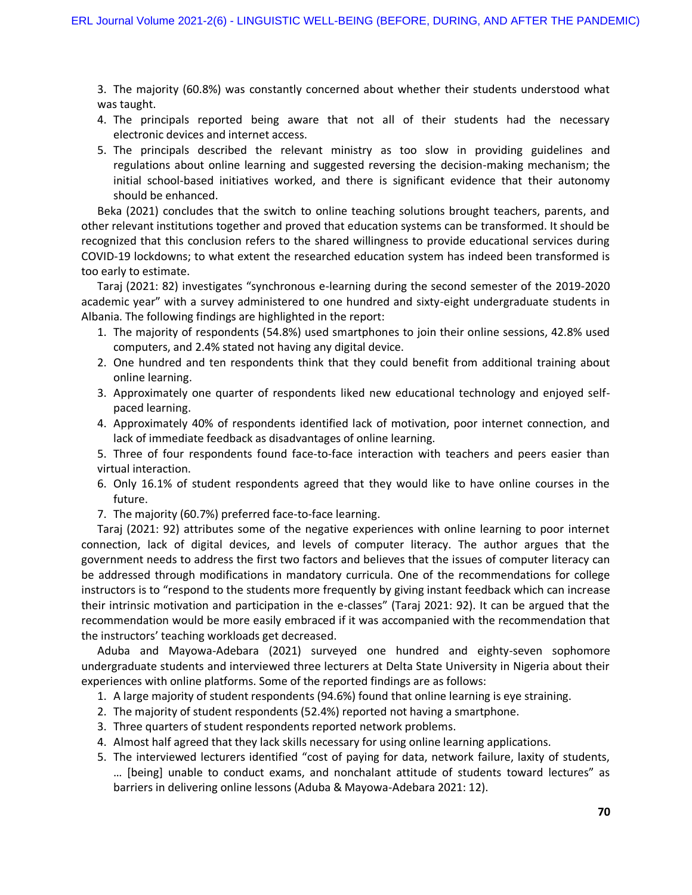3. The majority (60.8%) was constantly concerned about whether their students understood what was taught.
4. The principals reported being aware that not all of their students had the necessary electronic devices and internet access.
5. The principals described the relevant ministry as too slow in providing guidelines and regulations about online learning and suggested reversing the decision-making mechanism; the initial school-based initiatives worked, and there is significant evidence that their autonomy should be enhanced.

Beka (2021) concludes that the switch to online teaching solutions brought teachers, parents, and other relevant institutions together and proved that education systems can be transformed. It should be recognized that this conclusion refers to the shared willingness to provide educational services during COVID-19 lockdowns; to what extent the researched education system has indeed been transformed is too early to estimate.

Taraj (2021: 82) investigates "synchronous e-learning during the second semester of the 2019-2020 academic year" with a survey administered to one hundred and sixty-eight undergraduate students in Albania. The following findings are highlighted in the report:

1. The majority of respondents (54.8%) used smartphones to join their online sessions, 42.8% used computers, and 2.4% stated not having any digital device.
2. One hundred and ten respondents think that they could benefit from additional training about online learning.
3. Approximately one quarter of respondents liked new educational technology and enjoyed self-paced learning.
4. Approximately 40% of respondents identified lack of motivation, poor internet connection, and lack of immediate feedback as disadvantages of online learning.
5. Three of four respondents found face-to-face interaction with teachers and peers easier than virtual interaction.
6. Only 16.1% of student respondents agreed that they would like to have online courses in the future.
7. The majority (60.7%) preferred face-to-face learning.

Taraj (2021: 92) attributes some of the negative experiences with online learning to poor internet connection, lack of digital devices, and levels of computer literacy. The author argues that the government needs to address the first two factors and believes that the issues of computer literacy can be addressed through modifications in mandatory curricula. One of the recommendations for college instructors is to "respond to the students more frequently by giving instant feedback which can increase their intrinsic motivation and participation in the e-classes" (Taraj 2021: 92). It can be argued that the recommendation would be more easily embraced if it was accompanied with the recommendation that the instructors' teaching workloads get decreased.

Aduba and Mayowa-Adebara (2021) surveyed one hundred and eighty-seven sophomore undergraduate students and interviewed three lecturers at Delta State University in Nigeria about their experiences with online platforms. Some of the reported findings are as follows:

1. A large majority of student respondents (94.6%) found that online learning is eye straining.
2. The majority of student respondents (52.4%) reported not having a smartphone.
3. Three quarters of student respondents reported network problems.
4. Almost half agreed that they lack skills necessary for using online learning applications.
5. The interviewed lecturers identified "cost of paying for data, network failure, laxity of students, … [being] unable to conduct exams, and nonchalant attitude of students toward lectures" as barriers in delivering online lessons (Aduba & Mayowa-Adebara 2021: 12).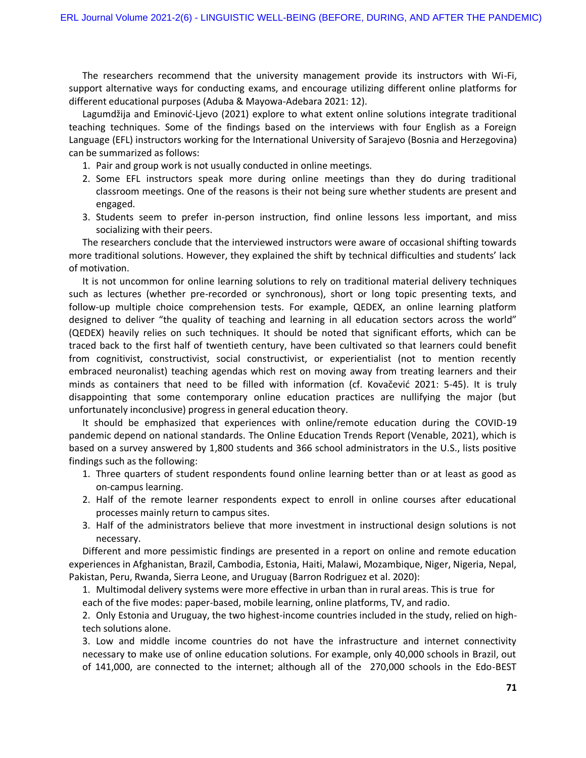The researchers recommend that the university management provide its instructors with Wi-Fi, support alternative ways for conducting exams, and encourage utilizing different online platforms for different educational purposes (Aduba & Mayowa-Adebara 2021: 12).

Lagumdžija and Eminović-Ljevo (2021) explore to what extent online solutions integrate traditional teaching techniques. Some of the findings based on the interviews with four English as a Foreign Language (EFL) instructors working for the International University of Sarajevo (Bosnia and Herzegovina) can be summarized as follows:

1. Pair and group work is not usually conducted in online meetings.
2. Some EFL instructors speak more during online meetings than they do during traditional classroom meetings. One of the reasons is their not being sure whether students are present and engaged.
3. Students seem to prefer in-person instruction, find online lessons less important, and miss socializing with their peers.

The researchers conclude that the interviewed instructors were aware of occasional shifting towards more traditional solutions. However, they explained the shift by technical difficulties and students' lack of motivation.

It is not uncommon for online learning solutions to rely on traditional material delivery techniques such as lectures (whether pre-recorded or synchronous), short or long topic presenting texts, and follow-up multiple choice comprehension tests. For example, QEDEX, an online learning platform designed to deliver "the quality of teaching and learning in all education sectors across the world" (QEDEX) heavily relies on such techniques. It should be noted that significant efforts, which can be traced back to the first half of twentieth century, have been cultivated so that learners could benefit from cognitivist, constructivist, social constructivist, or experientialist (not to mention recently embraced neuronalist) teaching agendas which rest on moving away from treating learners and their minds as containers that need to be filled with information (cf. Kovačević 2021: 5-45). It is truly disappointing that some contemporary online education practices are nullifying the major (but unfortunately inconclusive) progress in general education theory.

It should be emphasized that experiences with online/remote education during the COVID-19 pandemic depend on national standards. The Online Education Trends Report (Venable, 2021), which is based on a survey answered by 1,800 students and 366 school administrators in the U.S., lists positive findings such as the following:

1. Three quarters of student respondents found online learning better than or at least as good as on-campus learning.
2. Half of the remote learner respondents expect to enroll in online courses after educational processes mainly return to campus sites.
3. Half of the administrators believe that more investment in instructional design solutions is not necessary.

Different and more pessimistic findings are presented in a report on online and remote education experiences in Afghanistan, Brazil, Cambodia, Estonia, Haiti, Malawi, Mozambique, Niger, Nigeria, Nepal, Pakistan, Peru, Rwanda, Sierra Leone, and Uruguay (Barron Rodriguez et al. 2020):

1. Multimodal delivery systems were more effective in urban than in rural areas. This is true for each of the five modes: paper-based, mobile learning, online platforms, TV, and radio.
2. Only Estonia and Uruguay, the two highest-income countries included in the study, relied on high-tech solutions alone.
3. Low and middle income countries do not have the infrastructure and internet connectivity necessary to make use of online education solutions. For example, only 40,000 schools in Brazil, out of 141,000, are connected to the internet; although all of the 270,000 schools in the Edo-BEST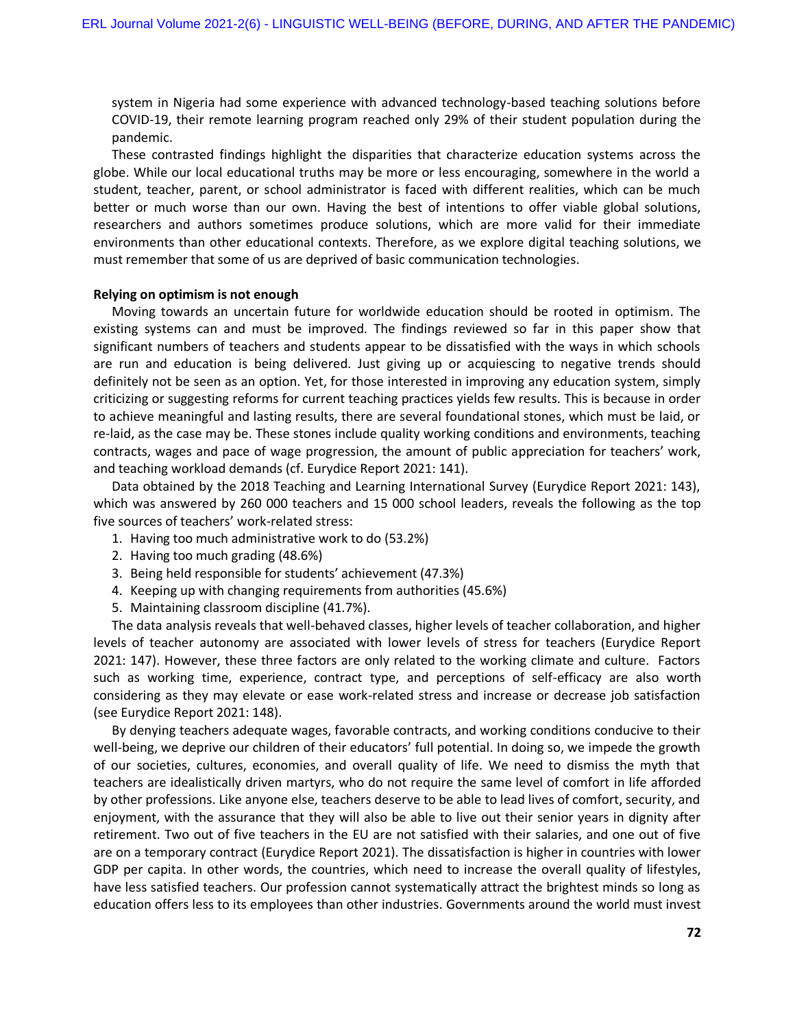system in Nigeria had some experience with advanced technology-based teaching solutions before COVID-19, their remote learning program reached only 29% of their student population during the pandemic.

These contrasted findings highlight the disparities that characterize education systems across the globe. While our local educational truths may be more or less encouraging, somewhere in the world a student, teacher, parent, or school administrator is faced with different realities, which can be much better or much worse than our own. Having the best of intentions to offer viable global solutions, researchers and authors sometimes produce solutions, which are more valid for their immediate environments than other educational contexts. Therefore, as we explore digital teaching solutions, we must remember that some of us are deprived of basic communication technologies.

**Relying on optimism is not enough**

Moving towards an uncertain future for worldwide education should be rooted in optimism. The existing systems can and must be improved. The findings reviewed so far in this paper show that significant numbers of teachers and students appear to be dissatisfied with the ways in which schools are run and education is being delivered. Just giving up or acquiescing to negative trends should definitely not be seen as an option. Yet, for those interested in improving any education system, simply criticizing or suggesting reforms for current teaching practices yields few results. This is because in order to achieve meaningful and lasting results, there are several foundational stones, which must be laid, or re-laid, as the case may be. These stones include quality working conditions and environments, teaching contracts, wages and pace of wage progression, the amount of public appreciation for teachers' work, and teaching workload demands (cf. Eurydice Report 2021: 141).

Data obtained by the 2018 Teaching and Learning International Survey (Eurydice Report 2021: 143), which was answered by 260 000 teachers and 15 000 school leaders, reveals the following as the top five sources of teachers' work-related stress:

1. Having too much administrative work to do (53.2%)
2. Having too much grading (48.6%)
3. Being held responsible for students' achievement (47.3%)
4. Keeping up with changing requirements from authorities (45.6%)
5. Maintaining classroom discipline (41.7%).

The data analysis reveals that well-behaved classes, higher levels of teacher collaboration, and higher levels of teacher autonomy are associated with lower levels of stress for teachers (Eurydice Report 2021: 147). However, these three factors are only related to the working climate and culture. Factors such as working time, experience, contract type, and perceptions of self-efficacy are also worth considering as they may elevate or ease work-related stress and increase or decrease job satisfaction (see Eurydice Report 2021: 148).

By denying teachers adequate wages, favorable contracts, and working conditions conducive to their well-being, we deprive our children of their educators' full potential. In doing so, we impede the growth of our societies, cultures, economies, and overall quality of life. We need to dismiss the myth that teachers are idealistically driven martyrs, who do not require the same level of comfort in life afforded by other professions. Like anyone else, teachers deserve to be able to lead lives of comfort, security, and enjoyment, with the assurance that they will also be able to live out their senior years in dignity after retirement. Two out of five teachers in the EU are not satisfied with their salaries, and one out of five are on a temporary contract (Eurydice Report 2021). The dissatisfaction is higher in countries with lower GDP per capita. In other words, the countries, which need to increase the overall quality of lifestyles, have less satisfied teachers. Our profession cannot systematically attract the brightest minds so long as education offers less to its employees than other industries. Governments around the world must invest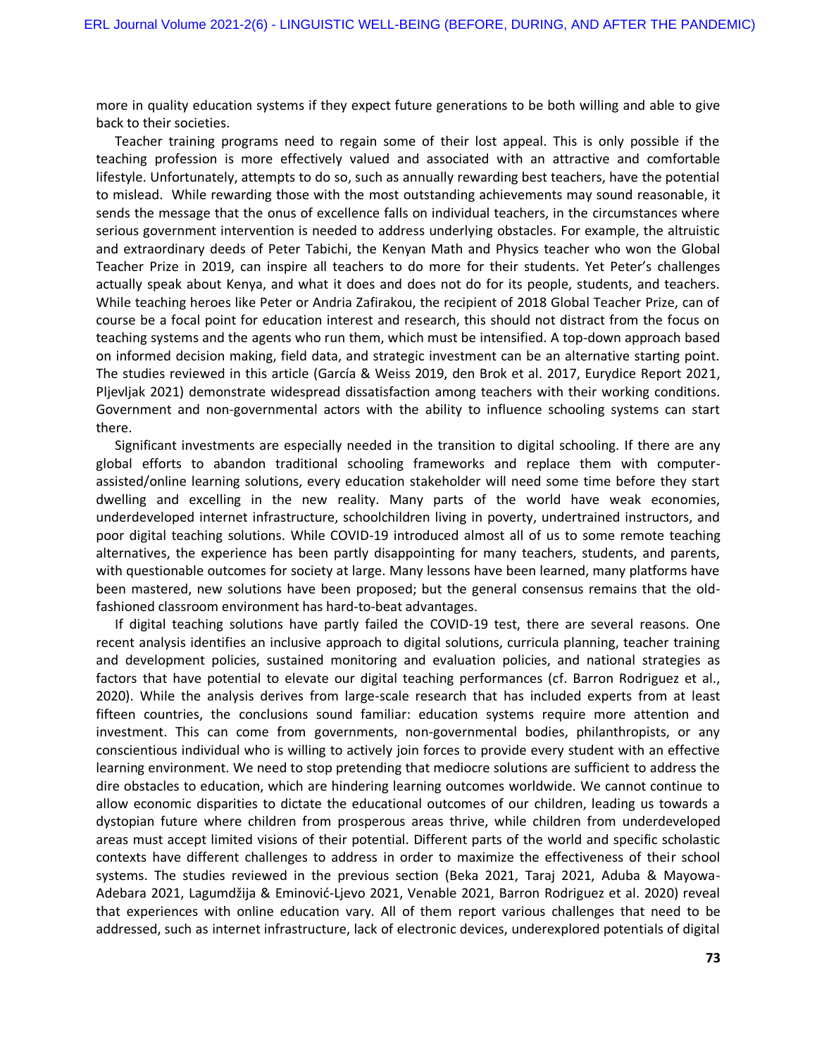more in quality education systems if they expect future generations to be both willing and able to give back to their societies.

Teacher training programs need to regain some of their lost appeal. This is only possible if the teaching profession is more effectively valued and associated with an attractive and comfortable lifestyle. Unfortunately, attempts to do so, such as annually rewarding best teachers, have the potential to mislead. While rewarding those with the most outstanding achievements may sound reasonable, it sends the message that the onus of excellence falls on individual teachers, in the circumstances where serious government intervention is needed to address underlying obstacles. For example, the altruistic and extraordinary deeds of Peter Tabichi, the Kenyan Math and Physics teacher who won the Global Teacher Prize in 2019, can inspire all teachers to do more for their students. Yet Peter's challenges actually speak about Kenya, and what it does and does not do for its people, students, and teachers. While teaching heroes like Peter or Andria Zafirakou, the recipient of 2018 Global Teacher Prize, can of course be a focal point for education interest and research, this should not distract from the focus on teaching systems and the agents who run them, which must be intensified. A top-down approach based on informed decision making, field data, and strategic investment can be an alternative starting point. The studies reviewed in this article (García & Weiss 2019, den Brok et al. 2017, Eurydice Report 2021, Pljevljak 2021) demonstrate widespread dissatisfaction among teachers with their working conditions. Government and non-governmental actors with the ability to influence schooling systems can start there.

Significant investments are especially needed in the transition to digital schooling. If there are any global efforts to abandon traditional schooling frameworks and replace them with computer-assisted/online learning solutions, every education stakeholder will need some time before they start dwelling and excelling in the new reality. Many parts of the world have weak economies, underdeveloped internet infrastructure, schoolchildren living in poverty, undertrained instructors, and poor digital teaching solutions. While COVID-19 introduced almost all of us to some remote teaching alternatives, the experience has been partly disappointing for many teachers, students, and parents, with questionable outcomes for society at large. Many lessons have been learned, many platforms have been mastered, new solutions have been proposed; but the general consensus remains that the old-fashioned classroom environment has hard-to-beat advantages.

If digital teaching solutions have partly failed the COVID-19 test, there are several reasons. One recent analysis identifies an inclusive approach to digital solutions, curricula planning, teacher training and development policies, sustained monitoring and evaluation policies, and national strategies as factors that have potential to elevate our digital teaching performances (cf. Barron Rodriguez et al., 2020). While the analysis derives from large-scale research that has included experts from at least fifteen countries, the conclusions sound familiar: education systems require more attention and investment. This can come from governments, non-governmental bodies, philanthropists, or any conscientious individual who is willing to actively join forces to provide every student with an effective learning environment. We need to stop pretending that mediocre solutions are sufficient to address the dire obstacles to education, which are hindering learning outcomes worldwide. We cannot continue to allow economic disparities to dictate the educational outcomes of our children, leading us towards a dystopian future where children from prosperous areas thrive, while children from underdeveloped areas must accept limited visions of their potential. Different parts of the world and specific scholastic contexts have different challenges to address in order to maximize the effectiveness of their school systems. The studies reviewed in the previous section (Beka 2021, Taraj 2021, Aduba & Mayowa-Adebara 2021, Lagumdžija & Eminović-Ljevo 2021, Venable 2021, Barron Rodriguez et al. 2020) reveal that experiences with online education vary. All of them report various challenges that need to be addressed, such as internet infrastructure, lack of electronic devices, underexplored potentials of digital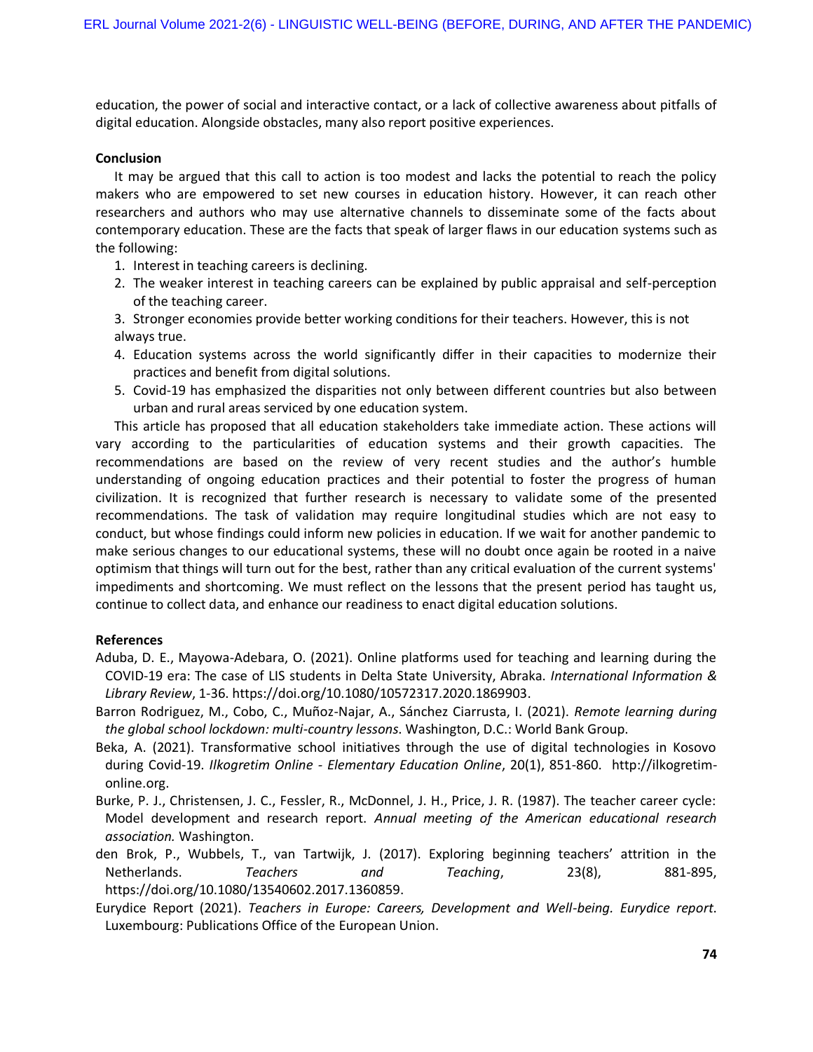education, the power of social and interactive contact, or a lack of collective awareness about pitfalls of digital education. Alongside obstacles, many also report positive experiences.

**Conclusion**

It may be argued that this call to action is too modest and lacks the potential to reach the policy makers who are empowered to set new courses in education history. However, it can reach other researchers and authors who may use alternative channels to disseminate some of the facts about contemporary education. These are the facts that speak of larger flaws in our education systems such as the following:

1. Interest in teaching careers is declining.
2. The weaker interest in teaching careers can be explained by public appraisal and self-perception of the teaching career.
3. Stronger economies provide better working conditions for their teachers. However, this is not always true.
4. Education systems across the world significantly differ in their capacities to modernize their practices and benefit from digital solutions.
5. Covid-19 has emphasized the disparities not only between different countries but also between urban and rural areas serviced by one education system.

This article has proposed that all education stakeholders take immediate action. These actions will vary according to the particularities of education systems and their growth capacities. The recommendations are based on the review of very recent studies and the author's humble understanding of ongoing education practices and their potential to foster the progress of human civilization. It is recognized that further research is necessary to validate some of the presented recommendations. The task of validation may require longitudinal studies which are not easy to conduct, but whose findings could inform new policies in education. If we wait for another pandemic to make serious changes to our educational systems, these will no doubt once again be rooted in a naive optimism that things will turn out for the best, rather than any critical evaluation of the current systems' impediments and shortcoming. We must reflect on the lessons that the present period has taught us, continue to collect data, and enhance our readiness to enact digital education solutions.

**References**

Aduba, D. E., Mayowa-Adebara, O. (2021). Online platforms used for teaching and learning during the COVID-19 era: The case of LIS students in Delta State University, Abraka. *International Information & Library Review*, 1-36. https://doi.org/10.1080/10572317.2020.1869903.

Barron Rodriguez, M., Cobo, C., Muñoz-Najar, A., Sánchez Ciarrusta, I. (2021). *Remote learning during the global school lockdown: multi-country lessons.* Washington, D.C.: World Bank Group.

Beka, A. (2021). Transformative school initiatives through the use of digital technologies in Kosovo during Covid-19. *Ilkogretim Online - Elementary Education Online*, 20(1), 851-860. http://ilkogretim-online.org.

Burke, P. J., Christensen, J. C., Fessler, R., McDonnel, J. H., Price, J. R. (1987). The teacher career cycle: Model development and research report. *Annual meeting of the American educational research association.* Washington.

den Brok, P., Wubbels, T., van Tartwijk, J. (2017). Exploring beginning teachers' attrition in the Netherlands. *Teachers and Teaching*, 23(8), 881-895, https://doi.org/10.1080/13540602.2017.1360859.

Eurydice Report (2021). *Teachers in Europe: Careers, Development and Well-being. Eurydice report.* Luxembourg: Publications Office of the European Union.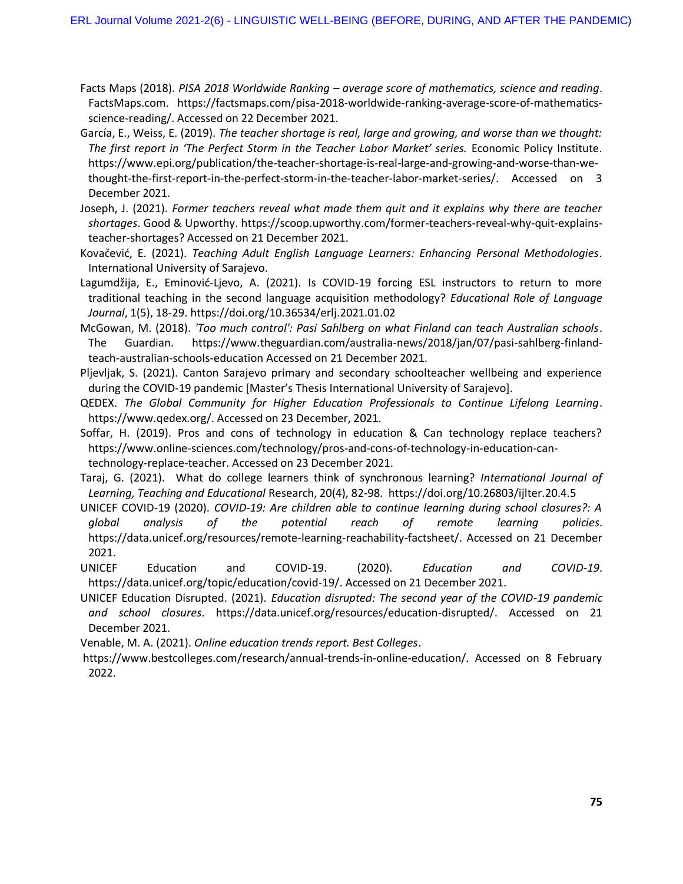Facts Maps (2018). *PISA 2018 Worldwide Ranking – average score of mathematics, science and reading*. FactsMaps.com. https://factsmaps.com/pisa-2018-worldwide-ranking-average-score-of-mathematics-science-reading/. Accessed on 22 December 2021.

García, E., Weiss, E. (2019). *The teacher shortage is real, large and growing, and worse than we thought: The first report in 'The Perfect Storm in the Teacher Labor Market' series.* Economic Policy Institute. https://www.epi.org/publication/the-teacher-shortage-is-real-large-and-growing-and-worse-than-we-thought-the-first-report-in-the-perfect-storm-in-the-teacher-labor-market-series/. Accessed on 3 December 2021.

Joseph, J. (2021). *Former teachers reveal what made them quit and it explains why there are teacher shortages*. Good & Upworthy. https://scoop.upworthy.com/former-teachers-reveal-why-quit-explains-teacher-shortages? Accessed on 21 December 2021.

Kovačević, E. (2021). *Teaching Adult English Language Learners: Enhancing Personal Methodologies*. International University of Sarajevo.

Lagumdžija, E., Eminović-Ljevo, A. (2021). Is COVID-19 forcing ESL instructors to return to more traditional teaching in the second language acquisition methodology? *Educational Role of Language Journal*, 1(5), 18-29. https://doi.org/10.36534/erlj.2021.01.02

McGowan, M. (2018). *'Too much control': Pasi Sahlberg on what Finland can teach Australian schools*. The Guardian. https://www.theguardian.com/australia-news/2018/jan/07/pasi-sahlberg-finland-teach-australian-schools-education Accessed on 21 December 2021.

Pljevljak, S. (2021). Canton Sarajevo primary and secondary schoolteacher wellbeing and experience during the COVID-19 pandemic [Master's Thesis International University of Sarajevo].

QEDEX. *The Global Community for Higher Education Professionals to Continue Lifelong Learning*. https://www.qedex.org/. Accessed on 23 December, 2021.

Soffar, H. (2019). Pros and cons of technology in education & Can technology replace teachers? https://www.online-sciences.com/technology/pros-and-cons-of-technology-in-education-can-technology-replace-teacher. Accessed on 23 December 2021.

Taraj, G. (2021). What do college learners think of synchronous learning? *International Journal of Learning, Teaching and Educational* Research, 20(4), 82-98. https://doi.org/10.26803/ijlter.20.4.5

UNICEF COVID-19 (2020). *COVID-19: Are children able to continue learning during school closures?: A global analysis of the potential reach of remote learning policies*. https://data.unicef.org/resources/remote-learning-reachability-factsheet/. Accessed on 21 December 2021.

UNICEF Education and COVID-19. (2020). *Education and COVID-19*. https://data.unicef.org/topic/education/covid-19/. Accessed on 21 December 2021.

UNICEF Education Disrupted. (2021). *Education disrupted: The second year of the COVID-19 pandemic and school closures*. https://data.unicef.org/resources/education-disrupted/. Accessed on 21 December 2021.

Venable, M. A. (2021). *Online education trends report. Best Colleges*. https://www.bestcolleges.com/research/annual-trends-in-online-education/. Accessed on 8 February 2022.